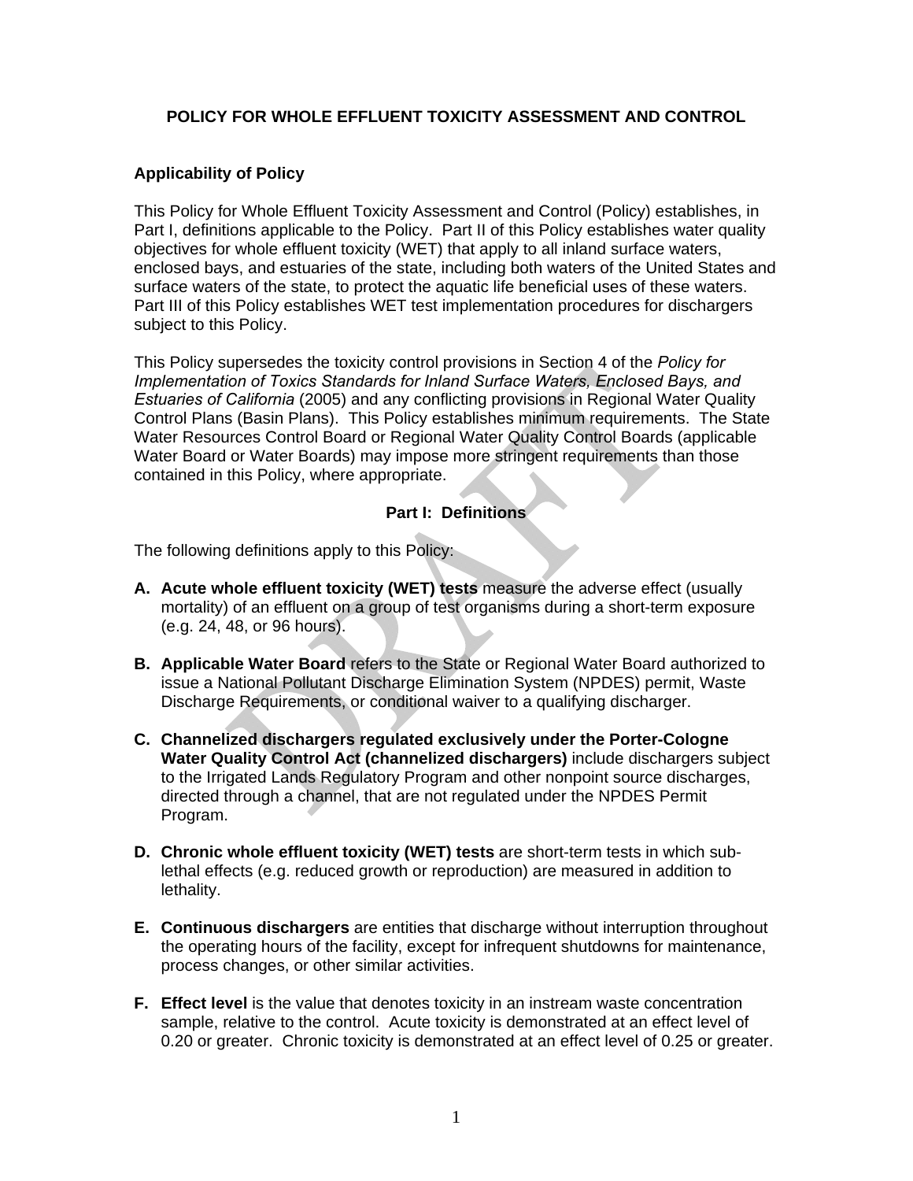# POLICY FOR WHOLE EFFLUENT TOXICITY ASSESSMENT AND CONTROL

## Applicability of Policy

This Policy for Whole Effluent Toxicity Assessment and Control (Policy) establishes, in Part I, definitions applicable to the Policy. Part II of this Policy establishes water quality objectives for whole effluent toxicity (WET) that apply to all inland surface waters, enclosed bays, and estuaries of the state, including both waters of the United States and surface waters of the state, to protect the aquatic life beneficial uses of these waters. Part III of this Policy establishes WET test implementation procedures for dischargers subject to this Policy.

This Policy supersedes the toxicity control provisions in Section 4 of the *Policy for Implementation of Toxics Standards for Inland Surface Waters, Enclosed Bays, and Estuaries of California* (2005) and any conflicting provisions in Regional Water Quality Control Plans (Basin Plans). This Policy establishes minimum requirements. The State Water Resources Control Board or Regional Water Quality Control Boards (applicable Water Board or Water Boards) may impose more stringent requirements than those contained in this Policy, where appropriate.

## Part I: Definitions

The following definitions apply to this Policy:

**A. Acute whole effluent toxicity (WET) tests** measure the adverse effect (usually mortality) of an effluent on a group of test organisms during a short-term exposure (e.g. 24, 48, or 96 hours).

**B. Applicable Water Board** refers to the State or Regional Water Board authorized to issue a National Pollutant Discharge Elimination System (NPDES) permit, Waste Discharge Requirements, or conditional waiver to a qualifying discharger.

**C. Channelized dischargers regulated exclusively under the Porter-Cologne Water Quality Control Act (channelized dischargers)** include dischargers subject to the Irrigated Lands Regulatory Program and other nonpoint source discharges, directed through a channel, that are not regulated under the NPDES Permit Program.

**D. Chronic whole effluent toxicity (WET) tests** are short-term tests in which sub-lethal effects (e.g. reduced growth or reproduction) are measured in addition to lethality.

**E. Continuous dischargers** are entities that discharge without interruption throughout the operating hours of the facility, except for infrequent shutdowns for maintenance, process changes, or other similar activities.

**F. Effect level** is the value that denotes toxicity in an instream waste concentration sample, relative to the control. Acute toxicity is demonstrated at an effect level of 0.20 or greater. Chronic toxicity is demonstrated at an effect level of 0.25 or greater.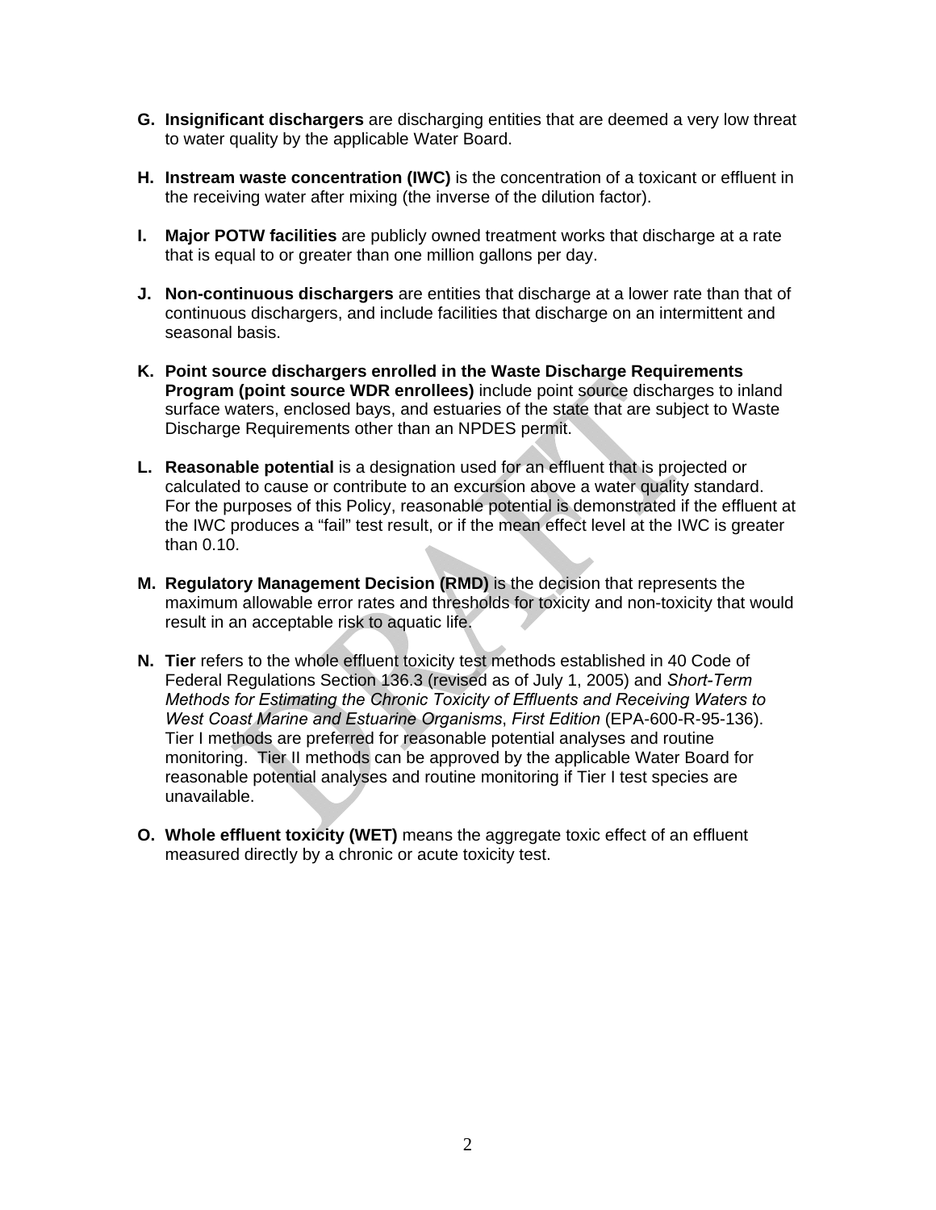G. **Insignificant dischargers** are discharging entities that are deemed a very low threat to water quality by the applicable Water Board.

H. **Instream waste concentration (IWC)** is the concentration of a toxicant or effluent in the receiving water after mixing (the inverse of the dilution factor).

I. **Major POTW facilities** are publicly owned treatment works that discharge at a rate that is equal to or greater than one million gallons per day.

J. **Non-continuous dischargers** are entities that discharge at a lower rate than that of continuous dischargers, and include facilities that discharge on an intermittent and seasonal basis.

K. **Point source dischargers enrolled in the Waste Discharge Requirements Program (point source WDR enrollees)** include point source discharges to inland surface waters, enclosed bays, and estuaries of the state that are subject to Waste Discharge Requirements other than an NPDES permit.

L. **Reasonable potential** is a designation used for an effluent that is projected or calculated to cause or contribute to an excursion above a water quality standard. For the purposes of this Policy, reasonable potential is demonstrated if the effluent at the IWC produces a "fail" test result, or if the mean effect level at the IWC is greater than 0.10.

M. **Regulatory Management Decision (RMD)** is the decision that represents the maximum allowable error rates and thresholds for toxicity and non-toxicity that would result in an acceptable risk to aquatic life.

N. **Tier** refers to the whole effluent toxicity test methods established in 40 Code of Federal Regulations Section 136.3 (revised as of July 1, 2005) and *Short-Term Methods for Estimating the Chronic Toxicity of Effluents and Receiving Waters to West Coast Marine and Estuarine Organisms*, *First Edition* (EPA-600-R-95-136). Tier I methods are preferred for reasonable potential analyses and routine monitoring. Tier II methods can be approved by the applicable Water Board for reasonable potential analyses and routine monitoring if Tier I test species are unavailable.

O. **Whole effluent toxicity (WET)** means the aggregate toxic effect of an effluent measured directly by a chronic or acute toxicity test.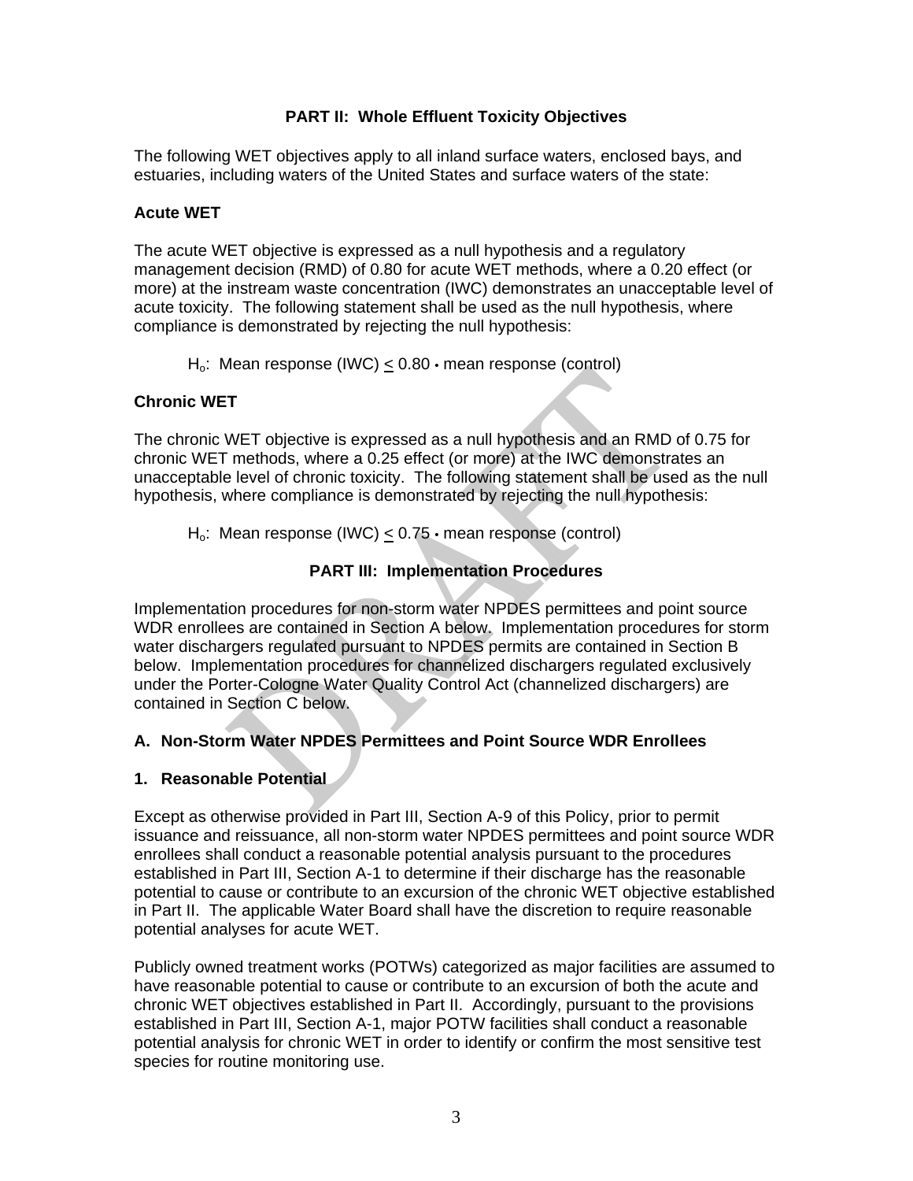## PART II: Whole Effluent Toxicity Objectives

The following WET objectives apply to all inland surface waters, enclosed bays, and estuaries, including waters of the United States and surface waters of the state:

### Acute WET

The acute WET objective is expressed as a null hypothesis and a regulatory management decision (RMD) of 0.80 for acute WET methods, where a 0.20 effect (or more) at the instream waste concentration (IWC) demonstrates an unacceptable level of acute toxicity. The following statement shall be used as the null hypothesis, where compliance is demonstrated by rejecting the null hypothesis:

$H_o$: Mean response (IWC) $\leq$ 0.80 • mean response (control)

### Chronic WET

The chronic WET objective is expressed as a null hypothesis and an RMD of 0.75 for chronic WET methods, where a 0.25 effect (or more) at the IWC demonstrates an unacceptable level of chronic toxicity. The following statement shall be used as the null hypothesis, where compliance is demonstrated by rejecting the null hypothesis:

$H_o$: Mean response (IWC) $\leq$ 0.75 • mean response (control)

## PART III: Implementation Procedures

Implementation procedures for non-storm water NPDES permittees and point source WDR enrollees are contained in Section A below. Implementation procedures for storm water dischargers regulated pursuant to NPDES permits are contained in Section B below. Implementation procedures for channelized dischargers regulated exclusively under the Porter-Cologne Water Quality Control Act (channelized dischargers) are contained in Section C below.

### A. Non-Storm Water NPDES Permittees and Point Source WDR Enrollees

### 1. Reasonable Potential

Except as otherwise provided in Part III, Section A-9 of this Policy, prior to permit issuance and reissuance, all non-storm water NPDES permittees and point source WDR enrollees shall conduct a reasonable potential analysis pursuant to the procedures established in Part III, Section A-1 to determine if their discharge has the reasonable potential to cause or contribute to an excursion of the chronic WET objective established in Part II. The applicable Water Board shall have the discretion to require reasonable potential analyses for acute WET.

Publicly owned treatment works (POTWs) categorized as major facilities are assumed to have reasonable potential to cause or contribute to an excursion of both the acute and chronic WET objectives established in Part II. Accordingly, pursuant to the provisions established in Part III, Section A-1, major POTW facilities shall conduct a reasonable potential analysis for chronic WET in order to identify or confirm the most sensitive test species for routine monitoring use.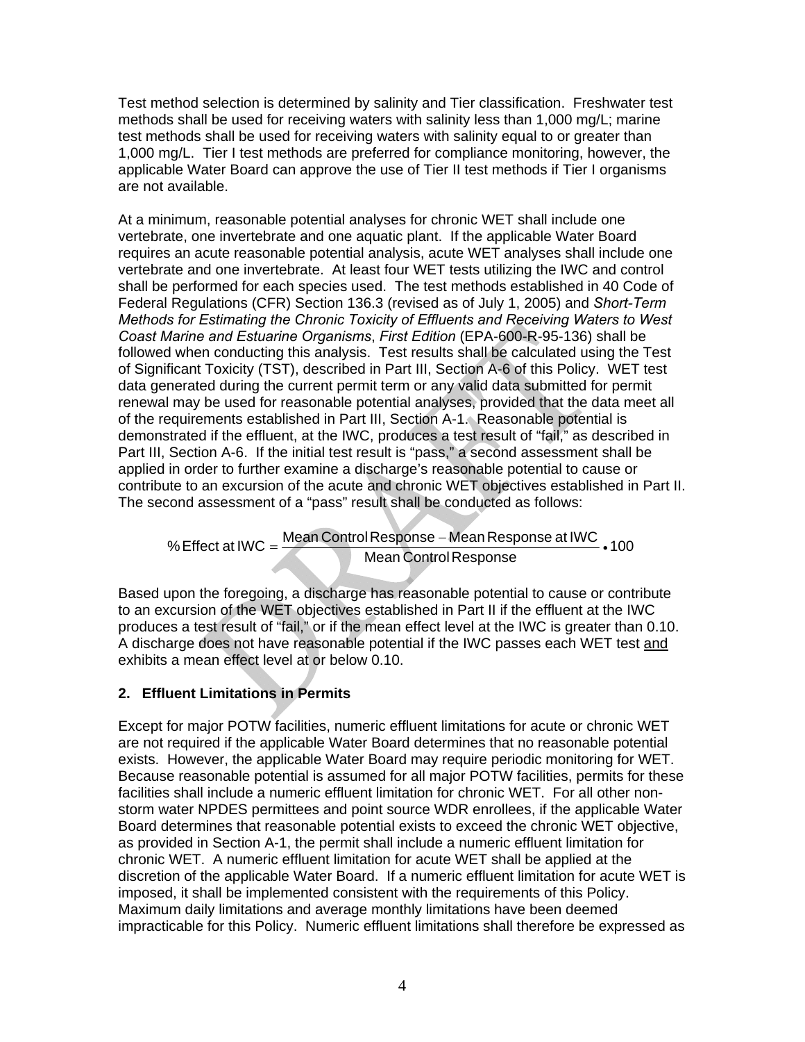Test method selection is determined by salinity and Tier classification. Freshwater test methods shall be used for receiving waters with salinity less than 1,000 mg/L; marine test methods shall be used for receiving waters with salinity equal to or greater than 1,000 mg/L. Tier I test methods are preferred for compliance monitoring, however, the applicable Water Board can approve the use of Tier II test methods if Tier I organisms are not available.

At a minimum, reasonable potential analyses for chronic WET shall include one vertebrate, one invertebrate and one aquatic plant. If the applicable Water Board requires an acute reasonable potential analysis, acute WET analyses shall include one vertebrate and one invertebrate. At least four WET tests utilizing the IWC and control shall be performed for each species used. The test methods established in 40 Code of Federal Regulations (CFR) Section 136.3 (revised as of July 1, 2005) and *Short-Term Methods for Estimating the Chronic Toxicity of Effluents and Receiving Waters to West Coast Marine and Estuarine Organisms*, *First Edition* (EPA-600-R-95-136) shall be followed when conducting this analysis. Test results shall be calculated using the Test of Significant Toxicity (TST), described in Part III, Section A-6 of this Policy. WET test data generated during the current permit term or any valid data submitted for permit renewal may be used for reasonable potential analyses, provided that the data meet all of the requirements established in Part III, Section A-1. Reasonable potential is demonstrated if the effluent, at the IWC, produces a test result of "fail," as described in Part III, Section A-6. If the initial test result is "pass," a second assessment shall be applied in order to further examine a discharge's reasonable potential to cause or contribute to an excursion of the acute and chronic WET objectives established in Part II. The second assessment of a "pass" result shall be conducted as follows:

$$\%\,\text{Effect at IWC} = \frac{\text{Mean Control Response} - \text{Mean Response at IWC}}{\text{Mean Control Response}} \bullet 100$$

Based upon the foregoing, a discharge has reasonable potential to cause or contribute to an excursion of the WET objectives established in Part II if the effluent at the IWC produces a test result of "fail," or if the mean effect level at the IWC is greater than 0.10. A discharge does not have reasonable potential if the IWC passes each WET test <u>and</u> exhibits a mean effect level at or below 0.10.

### 2. Effluent Limitations in Permits

Except for major POTW facilities, numeric effluent limitations for acute or chronic WET are not required if the applicable Water Board determines that no reasonable potential exists. However, the applicable Water Board may require periodic monitoring for WET. Because reasonable potential is assumed for all major POTW facilities, permits for these facilities shall include a numeric effluent limitation for chronic WET. For all other non-storm water NPDES permittees and point source WDR enrollees, if the applicable Water Board determines that reasonable potential exists to exceed the chronic WET objective, as provided in Section A-1, the permit shall include a numeric effluent limitation for chronic WET. A numeric effluent limitation for acute WET shall be applied at the discretion of the applicable Water Board. If a numeric effluent limitation for acute WET is imposed, it shall be implemented consistent with the requirements of this Policy. Maximum daily limitations and average monthly limitations have been deemed impracticable for this Policy. Numeric effluent limitations shall therefore be expressed as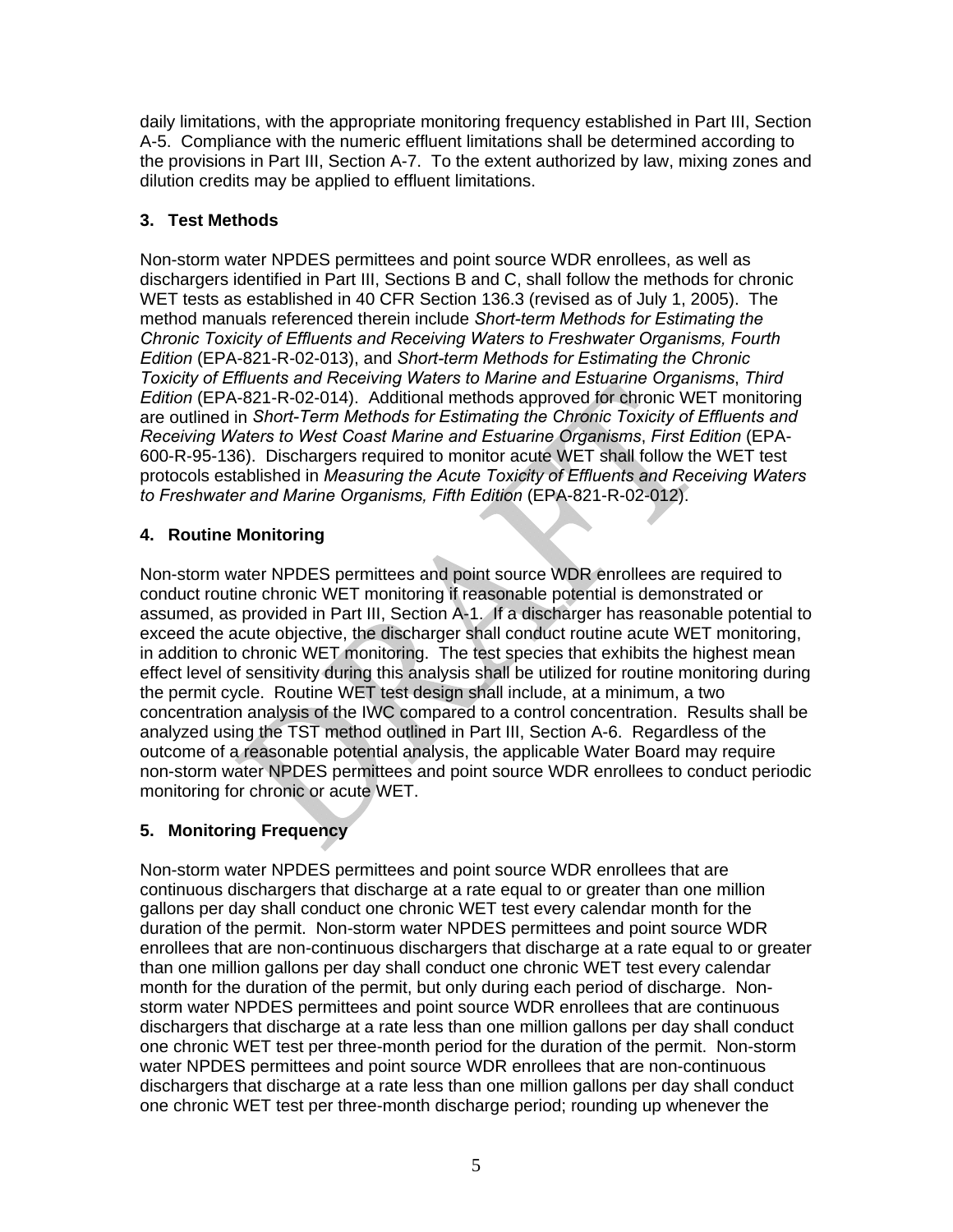daily limitations, with the appropriate monitoring frequency established in Part III, Section A-5. Compliance with the numeric effluent limitations shall be determined according to the provisions in Part III, Section A-7. To the extent authorized by law, mixing zones and dilution credits may be applied to effluent limitations.

### 3. Test Methods

Non-storm water NPDES permittees and point source WDR enrollees, as well as dischargers identified in Part III, Sections B and C, shall follow the methods for chronic WET tests as established in 40 CFR Section 136.3 (revised as of July 1, 2005). The method manuals referenced therein include *Short-term Methods for Estimating the Chronic Toxicity of Effluents and Receiving Waters to Freshwater Organisms, Fourth Edition* (EPA-821-R-02-013), and *Short-term Methods for Estimating the Chronic Toxicity of Effluents and Receiving Waters to Marine and Estuarine Organisms*, *Third Edition* (EPA-821-R-02-014). Additional methods approved for chronic WET monitoring are outlined in *Short-Term Methods for Estimating the Chronic Toxicity of Effluents and Receiving Waters to West Coast Marine and Estuarine Organisms*, *First Edition* (EPA-600-R-95-136). Dischargers required to monitor acute WET shall follow the WET test protocols established in *Measuring the Acute Toxicity of Effluents and Receiving Waters to Freshwater and Marine Organisms, Fifth Edition* (EPA-821-R-02-012).

### 4. Routine Monitoring

Non-storm water NPDES permittees and point source WDR enrollees are required to conduct routine chronic WET monitoring if reasonable potential is demonstrated or assumed, as provided in Part III, Section A-1. If a discharger has reasonable potential to exceed the acute objective, the discharger shall conduct routine acute WET monitoring, in addition to chronic WET monitoring. The test species that exhibits the highest mean effect level of sensitivity during this analysis shall be utilized for routine monitoring during the permit cycle. Routine WET test design shall include, at a minimum, a two concentration analysis of the IWC compared to a control concentration. Results shall be analyzed using the TST method outlined in Part III, Section A-6. Regardless of the outcome of a reasonable potential analysis, the applicable Water Board may require non-storm water NPDES permittees and point source WDR enrollees to conduct periodic monitoring for chronic or acute WET.

### 5. Monitoring Frequency

Non-storm water NPDES permittees and point source WDR enrollees that are continuous dischargers that discharge at a rate equal to or greater than one million gallons per day shall conduct one chronic WET test every calendar month for the duration of the permit. Non-storm water NPDES permittees and point source WDR enrollees that are non-continuous dischargers that discharge at a rate equal to or greater than one million gallons per day shall conduct one chronic WET test every calendar month for the duration of the permit, but only during each period of discharge. Non-storm water NPDES permittees and point source WDR enrollees that are continuous dischargers that discharge at a rate less than one million gallons per day shall conduct one chronic WET test per three-month period for the duration of the permit. Non-storm water NPDES permittees and point source WDR enrollees that are non-continuous dischargers that discharge at a rate less than one million gallons per day shall conduct one chronic WET test per three-month discharge period; rounding up whenever the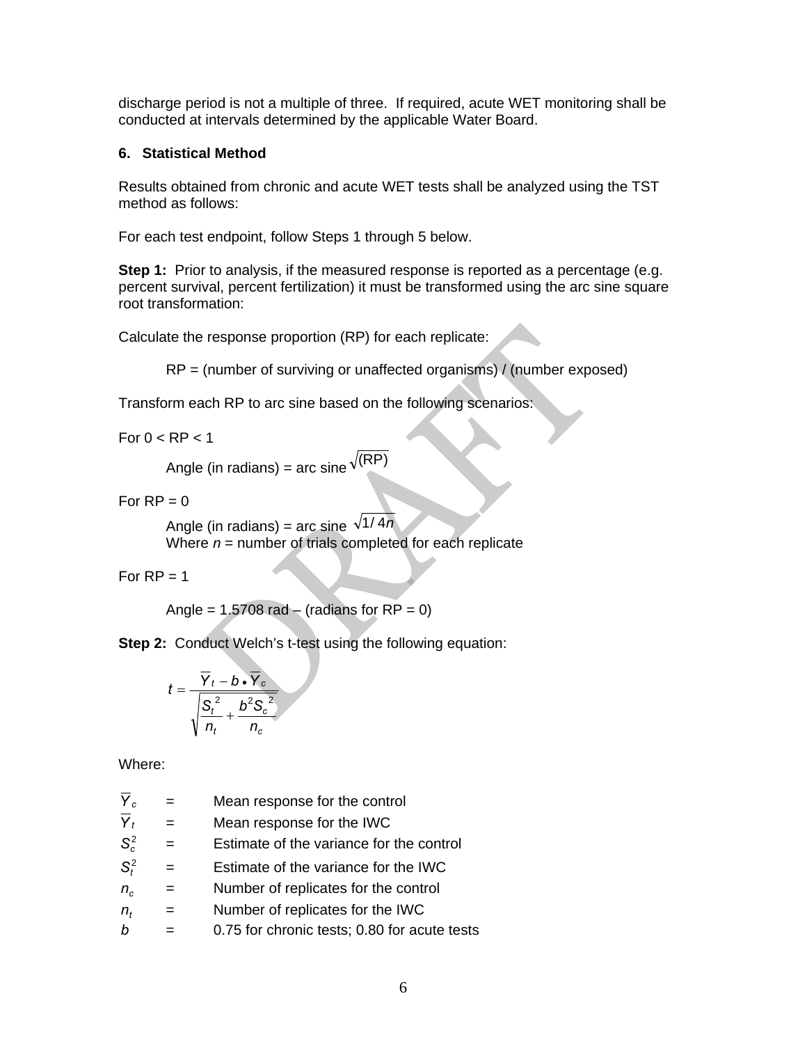discharge period is not a multiple of three. If required, acute WET monitoring shall be conducted at intervals determined by the applicable Water Board.

### 6. Statistical Method

Results obtained from chronic and acute WET tests shall be analyzed using the TST method as follows:

For each test endpoint, follow Steps 1 through 5 below.

**Step 1:** Prior to analysis, if the measured response is reported as a percentage (e.g. percent survival, percent fertilization) it must be transformed using the arc sine square root transformation:

Calculate the response proportion (RP) for each replicate:

RP = (number of surviving or unaffected organisms) / (number exposed)

Transform each RP to arc sine based on the following scenarios:

For 0 < RP < 1

Angle (in radians) = arc sine $\sqrt{(RP)}$

For RP = 0

Angle (in radians) = arc sine $\sqrt{1/4n}$
Where $n$ = number of trials completed for each replicate

For RP = 1

Angle = 1.5708 rad – (radians for RP = 0)

**Step 2:** Conduct Welch's t-test using the following equation:

$$t = \frac{\overline{Y}_t - b \bullet \overline{Y}_c}{\sqrt{\frac{S_t^{\,2}}{n_t} + \frac{b^2 S_c^{\,2}}{n_c}}}$$

Where:

$\overline{Y}_c$ = Mean response for the control
$\overline{Y}_t$ = Mean response for the IWC
$S_c^2$ = Estimate of the variance for the control
$S_t^2$ = Estimate of the variance for the IWC
$n_c$ = Number of replicates for the control
$n_t$ = Number of replicates for the IWC
$b$ = 0.75 for chronic tests; 0.80 for acute tests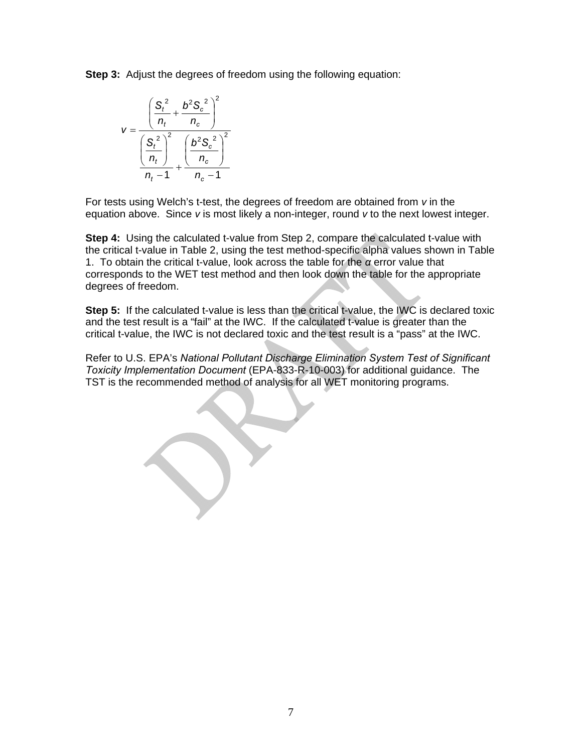**Step 3:** Adjust the degrees of freedom using the following equation:

$$v = \frac{\left( \frac{S_t^{\,2}}{n_t} + \frac{b^2 S_c^{\,2}}{n_c} \right)^2}{\frac{\left( \frac{S_t^{\,2}}{n_t} \right)^2}{n_t - 1} + \frac{\left( \frac{b^2 S_c^{\,2}}{n_c} \right)^2}{n_c - 1}}$$

For tests using Welch's t-test, the degrees of freedom are obtained from *v* in the equation above. Since *v* is most likely a non-integer, round *v* to the next lowest integer.

**Step 4:** Using the calculated t-value from Step 2, compare the calculated t-value with the critical t-value in Table 2, using the test method-specific alpha values shown in Table 1. To obtain the critical t-value, look across the table for the *α* error value that corresponds to the WET test method and then look down the table for the appropriate degrees of freedom.

**Step 5:** If the calculated t-value is less than the critical t-value, the IWC is declared toxic and the test result is a "fail" at the IWC. If the calculated t-value is greater than the critical t-value, the IWC is not declared toxic and the test result is a "pass" at the IWC.

Refer to U.S. EPA's *National Pollutant Discharge Elimination System Test of Significant Toxicity Implementation Document* (EPA-833-R-10-003) for additional guidance. The TST is the recommended method of analysis for all WET monitoring programs.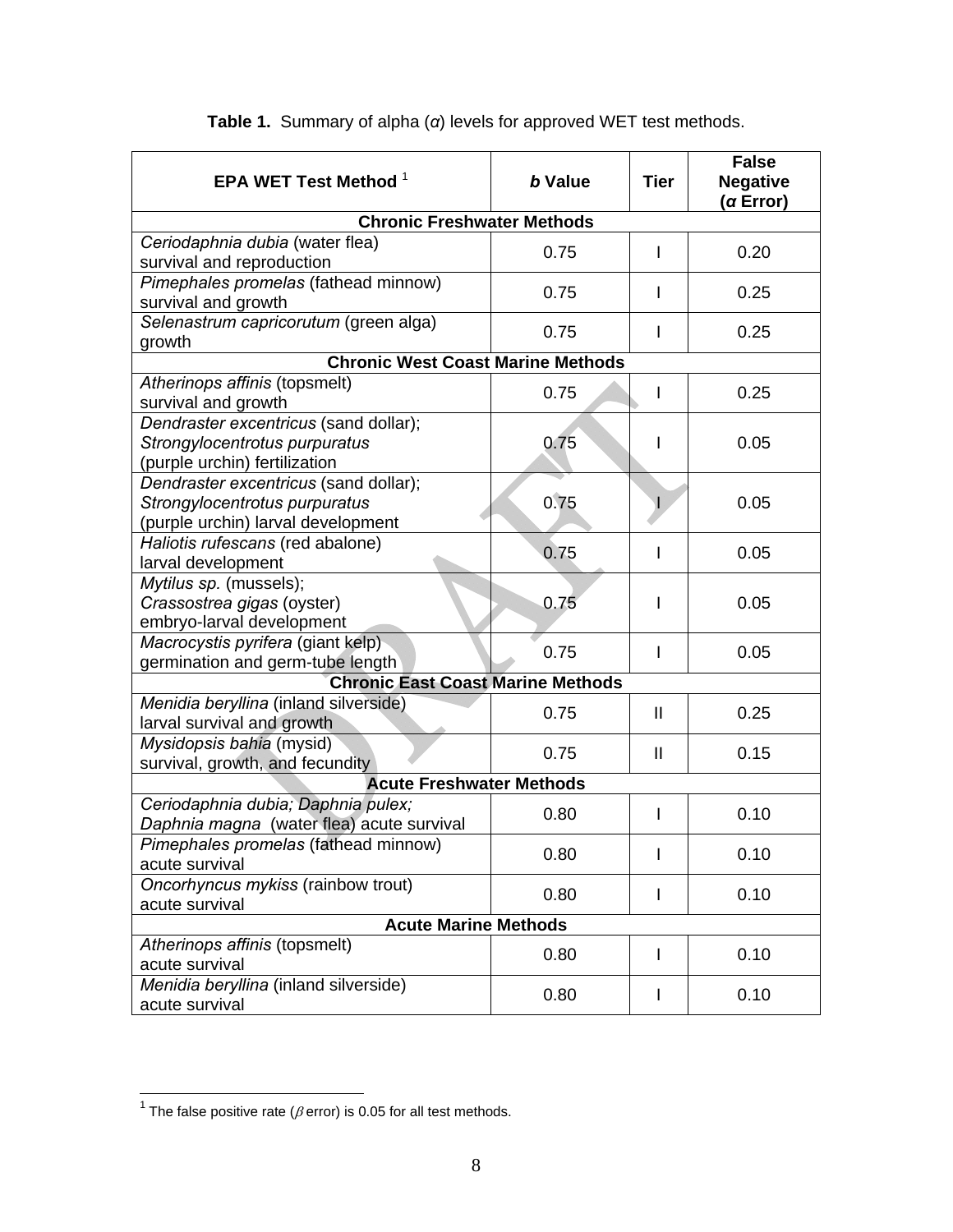**Table 1.** Summary of alpha (*α*) levels for approved WET test methods.

| EPA WET Test Method [1] | *b* Value | Tier | False Negative (*α* Error) |
|---|---|---|---|
| **Chronic Freshwater Methods** | | | |
| *Ceriodaphnia dubia* (water flea) survival and reproduction | 0.75 | I | 0.20 |
| *Pimephales promelas* (fathead minnow) survival and growth | 0.75 | I | 0.25 |
| *Selenastrum capricorutum* (green alga) growth | 0.75 | I | 0.25 |
| **Chronic West Coast Marine Methods** | | | |
| *Atherinops affinis* (topsmelt) survival and growth | 0.75 | I | 0.25 |
| *Dendraster excentricus* (sand dollar); *Strongylocentrotus purpuratus* (purple urchin) fertilization | 0.75 | I | 0.05 |
| *Dendraster excentricus* (sand dollar); *Strongylocentrotus purpuratus* (purple urchin) larval development | 0.75 | I | 0.05 |
| *Haliotis rufescans* (red abalone) larval development | 0.75 | I | 0.05 |
| *Mytilus sp.* (mussels); *Crassostrea gigas* (oyster) embryo-larval development | 0.75 | I | 0.05 |
| *Macrocystis pyrifera* (giant kelp) germination and germ-tube length | 0.75 | I | 0.05 |
| **Chronic East Coast Marine Methods** | | | |
| *Menidia beryllina* (inland silverside) larval survival and growth | 0.75 | II | 0.25 |
| *Mysidopsis bahia* (mysid) survival, growth, and fecundity | 0.75 | II | 0.15 |
| **Acute Freshwater Methods** | | | |
| *Ceriodaphnia dubia; Daphnia pulex; Daphnia magna* (water flea) acute survival | 0.80 | I | 0.10 |
| *Pimephales promelas* (fathead minnow) acute survival | 0.80 | I | 0.10 |
| *Oncorhyncus mykiss* (rainbow trout) acute survival | 0.80 | I | 0.10 |
| **Acute Marine Methods** | | | |
| *Atherinops affinis* (topsmelt) acute survival | 0.80 | I | 0.10 |
| *Menidia beryllina* (inland silverside) acute survival | 0.80 | I | 0.10 |

[1] The false positive rate (*β* error) is 0.05 for all test methods.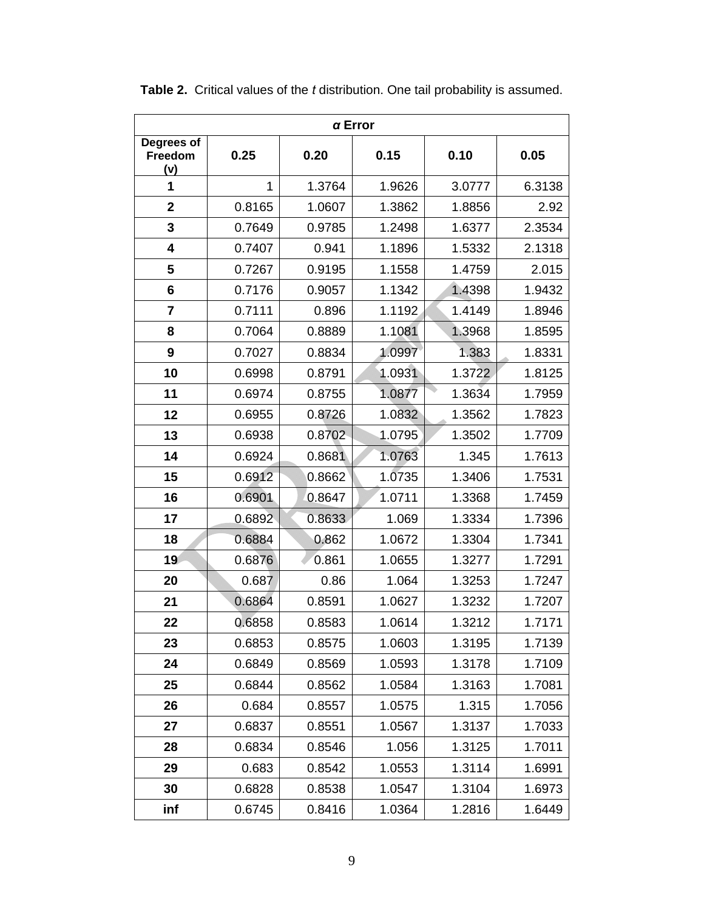**Table 2.** Critical values of the *t* distribution. One tail probability is assumed.

| | *α* Error | | | | |
|---|---|---|---|---|---|
| **Degrees of Freedom (v)** | **0.25** | **0.20** | **0.15** | **0.10** | **0.05** |
| **1** | 1 | 1.3764 | 1.9626 | 3.0777 | 6.3138 |
| **2** | 0.8165 | 1.0607 | 1.3862 | 1.8856 | 2.92 |
| **3** | 0.7649 | 0.9785 | 1.2498 | 1.6377 | 2.3534 |
| **4** | 0.7407 | 0.941 | 1.1896 | 1.5332 | 2.1318 |
| **5** | 0.7267 | 0.9195 | 1.1558 | 1.4759 | 2.015 |
| **6** | 0.7176 | 0.9057 | 1.1342 | 1.4398 | 1.9432 |
| **7** | 0.7111 | 0.896 | 1.1192 | 1.4149 | 1.8946 |
| **8** | 0.7064 | 0.8889 | 1.1081 | 1.3968 | 1.8595 |
| **9** | 0.7027 | 0.8834 | 1.0997 | 1.383 | 1.8331 |
| **10** | 0.6998 | 0.8791 | 1.0931 | 1.3722 | 1.8125 |
| **11** | 0.6974 | 0.8755 | 1.0877 | 1.3634 | 1.7959 |
| **12** | 0.6955 | 0.8726 | 1.0832 | 1.3562 | 1.7823 |
| **13** | 0.6938 | 0.8702 | 1.0795 | 1.3502 | 1.7709 |
| **14** | 0.6924 | 0.8681 | 1.0763 | 1.345 | 1.7613 |
| **15** | 0.6912 | 0.8662 | 1.0735 | 1.3406 | 1.7531 |
| **16** | 0.6901 | 0.8647 | 1.0711 | 1.3368 | 1.7459 |
| **17** | 0.6892 | 0.8633 | 1.069 | 1.3334 | 1.7396 |
| **18** | 0.6884 | 0.862 | 1.0672 | 1.3304 | 1.7341 |
| **19** | 0.6876 | 0.861 | 1.0655 | 1.3277 | 1.7291 |
| **20** | 0.687 | 0.86 | 1.064 | 1.3253 | 1.7247 |
| **21** | 0.6864 | 0.8591 | 1.0627 | 1.3232 | 1.7207 |
| **22** | 0.6858 | 0.8583 | 1.0614 | 1.3212 | 1.7171 |
| **23** | 0.6853 | 0.8575 | 1.0603 | 1.3195 | 1.7139 |
| **24** | 0.6849 | 0.8569 | 1.0593 | 1.3178 | 1.7109 |
| **25** | 0.6844 | 0.8562 | 1.0584 | 1.3163 | 1.7081 |
| **26** | 0.684 | 0.8557 | 1.0575 | 1.315 | 1.7056 |
| **27** | 0.6837 | 0.8551 | 1.0567 | 1.3137 | 1.7033 |
| **28** | 0.6834 | 0.8546 | 1.056 | 1.3125 | 1.7011 |
| **29** | 0.683 | 0.8542 | 1.0553 | 1.3114 | 1.6991 |
| **30** | 0.6828 | 0.8538 | 1.0547 | 1.3104 | 1.6973 |
| **inf** | 0.6745 | 0.8416 | 1.0364 | 1.2816 | 1.6449 |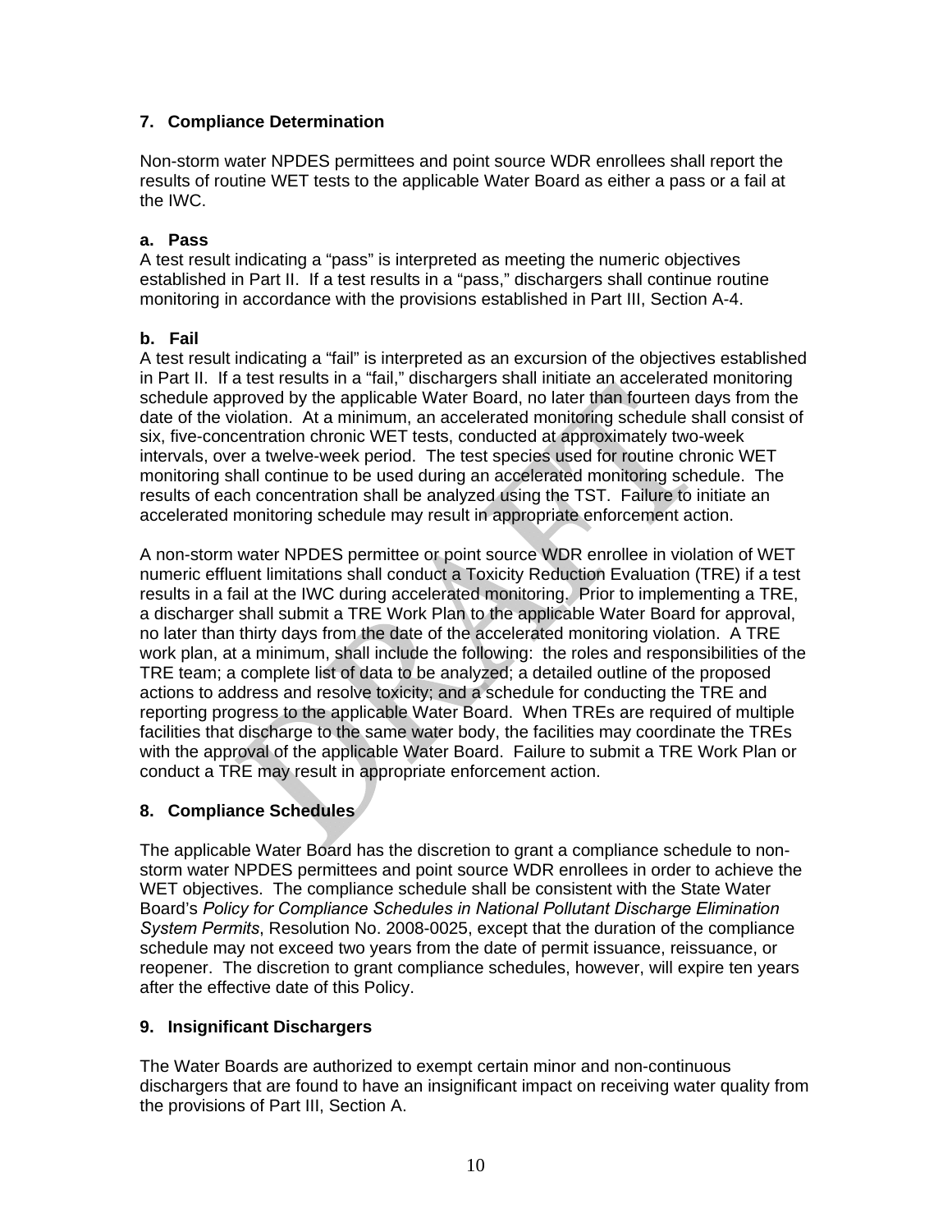### 7. Compliance Determination

Non-storm water NPDES permittees and point source WDR enrollees shall report the results of routine WET tests to the applicable Water Board as either a pass or a fail at the IWC.

#### a. Pass

A test result indicating a "pass" is interpreted as meeting the numeric objectives established in Part II. If a test results in a "pass," dischargers shall continue routine monitoring in accordance with the provisions established in Part III, Section A-4.

#### b. Fail

A test result indicating a "fail" is interpreted as an excursion of the objectives established in Part II. If a test results in a "fail," dischargers shall initiate an accelerated monitoring schedule approved by the applicable Water Board, no later than fourteen days from the date of the violation. At a minimum, an accelerated monitoring schedule shall consist of six, five-concentration chronic WET tests, conducted at approximately two-week intervals, over a twelve-week period. The test species used for routine chronic WET monitoring shall continue to be used during an accelerated monitoring schedule. The results of each concentration shall be analyzed using the TST. Failure to initiate an accelerated monitoring schedule may result in appropriate enforcement action.

A non-storm water NPDES permittee or point source WDR enrollee in violation of WET numeric effluent limitations shall conduct a Toxicity Reduction Evaluation (TRE) if a test results in a fail at the IWC during accelerated monitoring. Prior to implementing a TRE, a discharger shall submit a TRE Work Plan to the applicable Water Board for approval, no later than thirty days from the date of the accelerated monitoring violation. A TRE work plan, at a minimum, shall include the following: the roles and responsibilities of the TRE team; a complete list of data to be analyzed; a detailed outline of the proposed actions to address and resolve toxicity; and a schedule for conducting the TRE and reporting progress to the applicable Water Board. When TREs are required of multiple facilities that discharge to the same water body, the facilities may coordinate the TREs with the approval of the applicable Water Board. Failure to submit a TRE Work Plan or conduct a TRE may result in appropriate enforcement action.

### 8. Compliance Schedules

The applicable Water Board has the discretion to grant a compliance schedule to non-storm water NPDES permittees and point source WDR enrollees in order to achieve the WET objectives. The compliance schedule shall be consistent with the State Water Board's *Policy for Compliance Schedules in National Pollutant Discharge Elimination System Permits*, Resolution No. 2008-0025, except that the duration of the compliance schedule may not exceed two years from the date of permit issuance, reissuance, or reopener. The discretion to grant compliance schedules, however, will expire ten years after the effective date of this Policy.

### 9. Insignificant Dischargers

The Water Boards are authorized to exempt certain minor and non-continuous dischargers that are found to have an insignificant impact on receiving water quality from the provisions of Part III, Section A.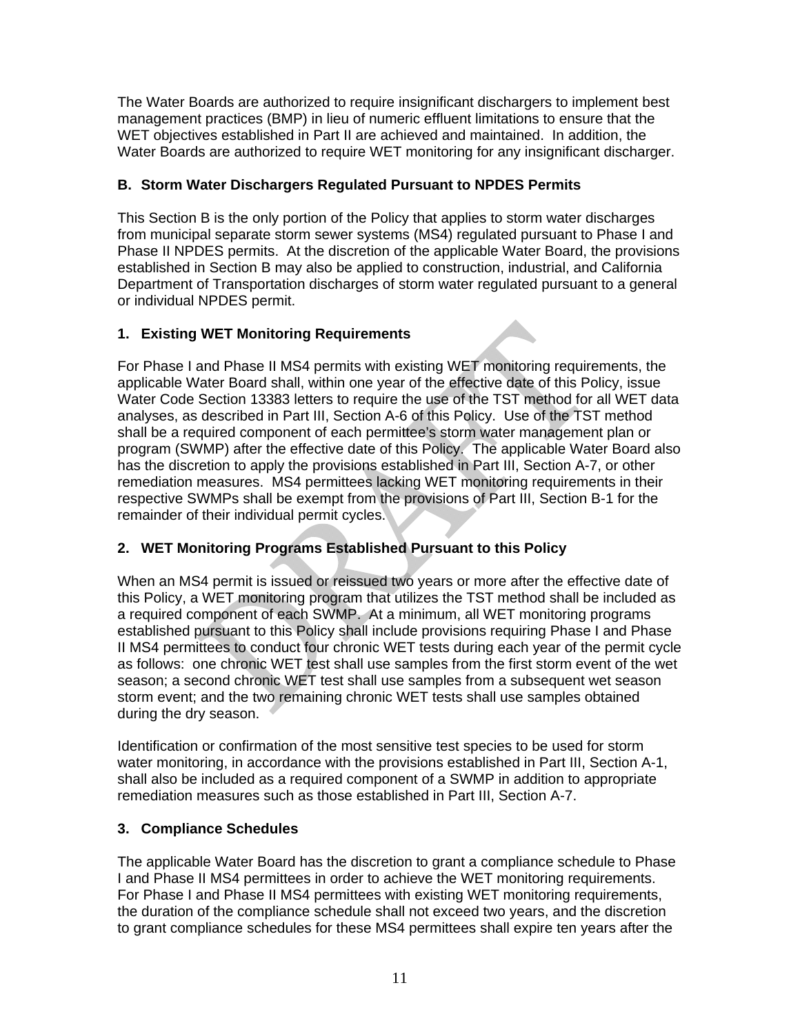The Water Boards are authorized to require insignificant dischargers to implement best management practices (BMP) in lieu of numeric effluent limitations to ensure that the WET objectives established in Part II are achieved and maintained. In addition, the Water Boards are authorized to require WET monitoring for any insignificant discharger.

### B. Storm Water Dischargers Regulated Pursuant to NPDES Permits

This Section B is the only portion of the Policy that applies to storm water discharges from municipal separate storm sewer systems (MS4) regulated pursuant to Phase I and Phase II NPDES permits. At the discretion of the applicable Water Board, the provisions established in Section B may also be applied to construction, industrial, and California Department of Transportation discharges of storm water regulated pursuant to a general or individual NPDES permit.

#### 1. Existing WET Monitoring Requirements

For Phase I and Phase II MS4 permits with existing WET monitoring requirements, the applicable Water Board shall, within one year of the effective date of this Policy, issue Water Code Section 13383 letters to require the use of the TST method for all WET data analyses, as described in Part III, Section A-6 of this Policy. Use of the TST method shall be a required component of each permittee's storm water management plan or program (SWMP) after the effective date of this Policy. The applicable Water Board also has the discretion to apply the provisions established in Part III, Section A-7, or other remediation measures. MS4 permittees lacking WET monitoring requirements in their respective SWMPs shall be exempt from the provisions of Part III, Section B-1 for the remainder of their individual permit cycles.

#### 2. WET Monitoring Programs Established Pursuant to this Policy

When an MS4 permit is issued or reissued two years or more after the effective date of this Policy, a WET monitoring program that utilizes the TST method shall be included as a required component of each SWMP. At a minimum, all WET monitoring programs established pursuant to this Policy shall include provisions requiring Phase I and Phase II MS4 permittees to conduct four chronic WET tests during each year of the permit cycle as follows: one chronic WET test shall use samples from the first storm event of the wet season; a second chronic WET test shall use samples from a subsequent wet season storm event; and the two remaining chronic WET tests shall use samples obtained during the dry season.

Identification or confirmation of the most sensitive test species to be used for storm water monitoring, in accordance with the provisions established in Part III, Section A-1, shall also be included as a required component of a SWMP in addition to appropriate remediation measures such as those established in Part III, Section A-7.

#### 3. Compliance Schedules

The applicable Water Board has the discretion to grant a compliance schedule to Phase I and Phase II MS4 permittees in order to achieve the WET monitoring requirements. For Phase I and Phase II MS4 permittees with existing WET monitoring requirements, the duration of the compliance schedule shall not exceed two years, and the discretion to grant compliance schedules for these MS4 permittees shall expire ten years after the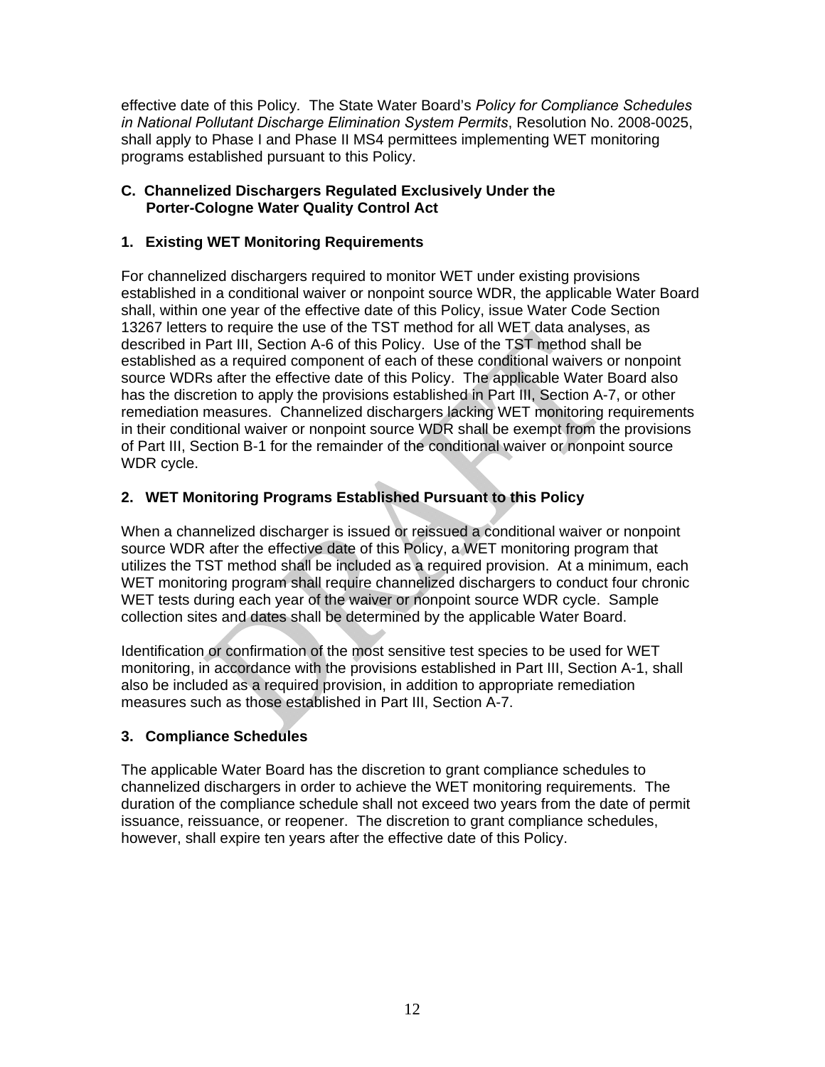effective date of this Policy. The State Water Board's *Policy for Compliance Schedules in National Pollutant Discharge Elimination System Permits*, Resolution No. 2008-0025, shall apply to Phase I and Phase II MS4 permittees implementing WET monitoring programs established pursuant to this Policy.

### C. Channelized Dischargers Regulated Exclusively Under the Porter-Cologne Water Quality Control Act

#### 1. Existing WET Monitoring Requirements

For channelized dischargers required to monitor WET under existing provisions established in a conditional waiver or nonpoint source WDR, the applicable Water Board shall, within one year of the effective date of this Policy, issue Water Code Section 13267 letters to require the use of the TST method for all WET data analyses, as described in Part III, Section A-6 of this Policy. Use of the TST method shall be established as a required component of each of these conditional waivers or nonpoint source WDRs after the effective date of this Policy. The applicable Water Board also has the discretion to apply the provisions established in Part III, Section A-7, or other remediation measures. Channelized dischargers lacking WET monitoring requirements in their conditional waiver or nonpoint source WDR shall be exempt from the provisions of Part III, Section B-1 for the remainder of the conditional waiver or nonpoint source WDR cycle.

#### 2. WET Monitoring Programs Established Pursuant to this Policy

When a channelized discharger is issued or reissued a conditional waiver or nonpoint source WDR after the effective date of this Policy, a WET monitoring program that utilizes the TST method shall be included as a required provision. At a minimum, each WET monitoring program shall require channelized dischargers to conduct four chronic WET tests during each year of the waiver or nonpoint source WDR cycle. Sample collection sites and dates shall be determined by the applicable Water Board.

Identification or confirmation of the most sensitive test species to be used for WET monitoring, in accordance with the provisions established in Part III, Section A-1, shall also be included as a required provision, in addition to appropriate remediation measures such as those established in Part III, Section A-7.

#### 3. Compliance Schedules

The applicable Water Board has the discretion to grant compliance schedules to channelized dischargers in order to achieve the WET monitoring requirements. The duration of the compliance schedule shall not exceed two years from the date of permit issuance, reissuance, or reopener. The discretion to grant compliance schedules, however, shall expire ten years after the effective date of this Policy.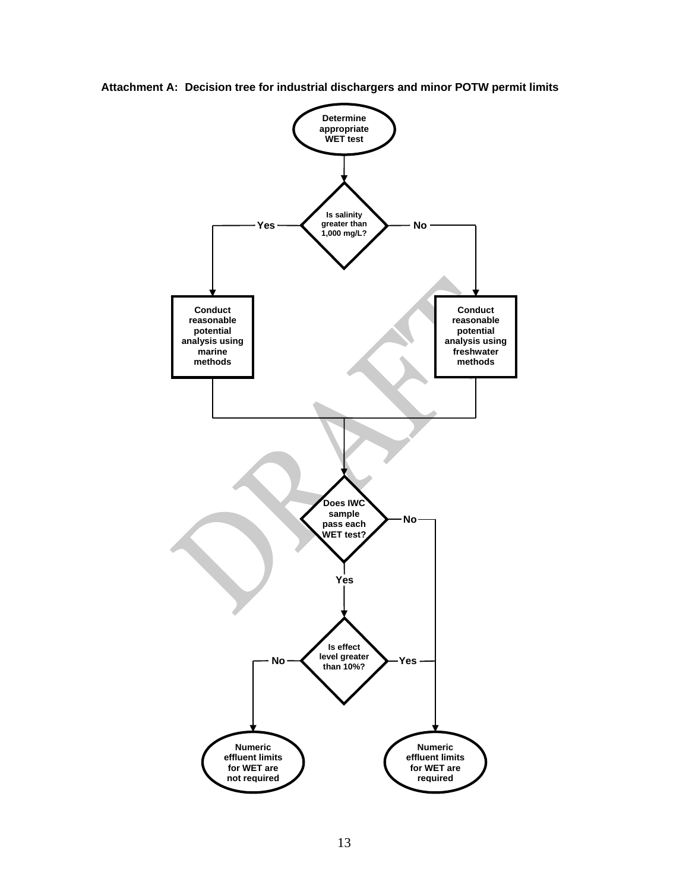**Attachment A: Decision tree for industrial dischargers and minor POTW permit limits**

Determine appropriate WET test

Is salinity greater than 1,000 mg/L?

Yes

No

Conduct reasonable potential analysis using marine methods

Conduct reasonable potential analysis using freshwater methods

Does IWC sample pass each WET test?

No

Yes

Is effect level greater than 10%?

No

Yes

Numeric effluent limits for WET are not required

Numeric effluent limits for WET are required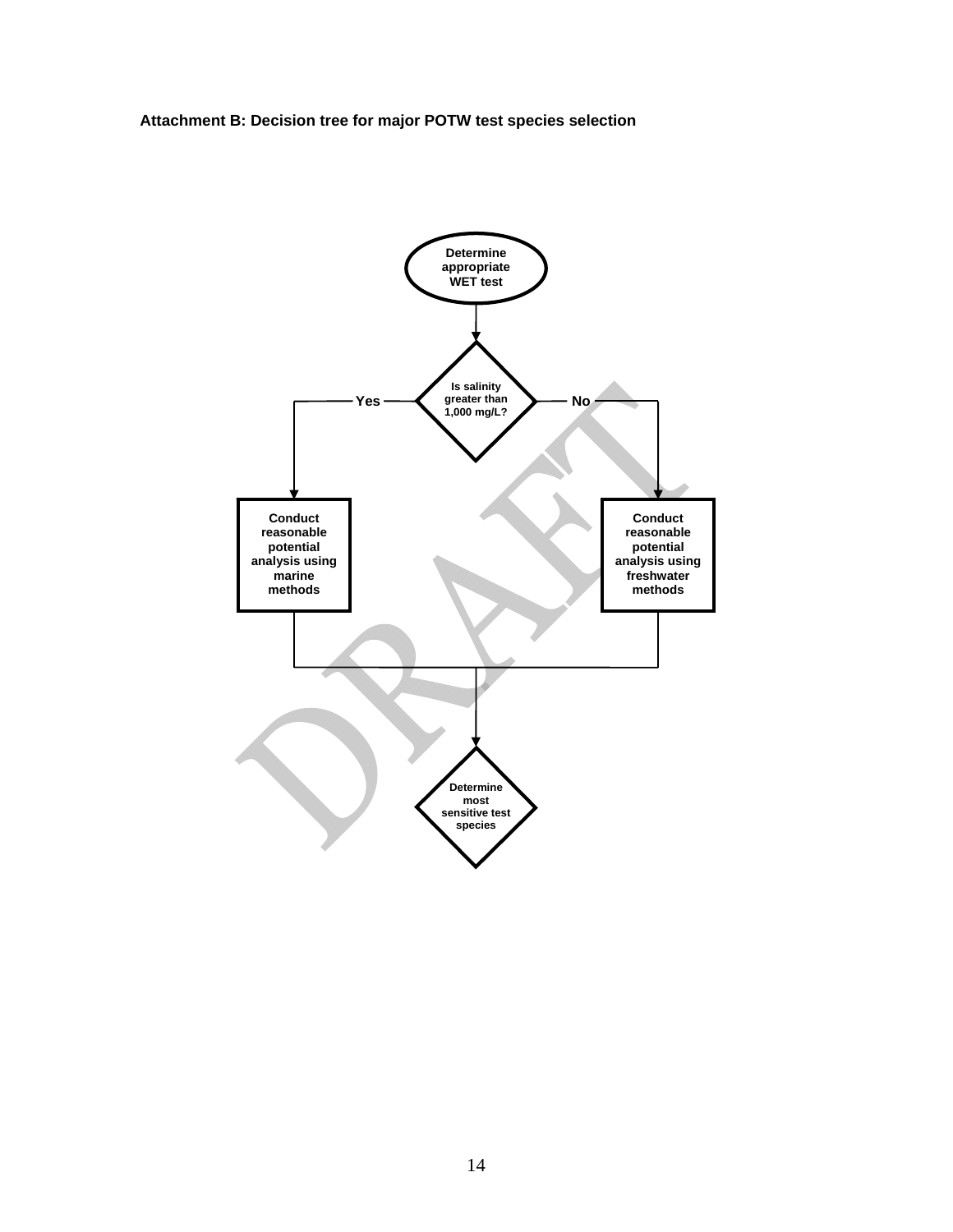**Attachment B: Decision tree for major POTW test species selection**

Determine appropriate WET test

Is salinity greater than 1,000 mg/L?

Yes

No

Conduct reasonable potential analysis using marine methods

Conduct reasonable potential analysis using freshwater methods

Determine most sensitive test species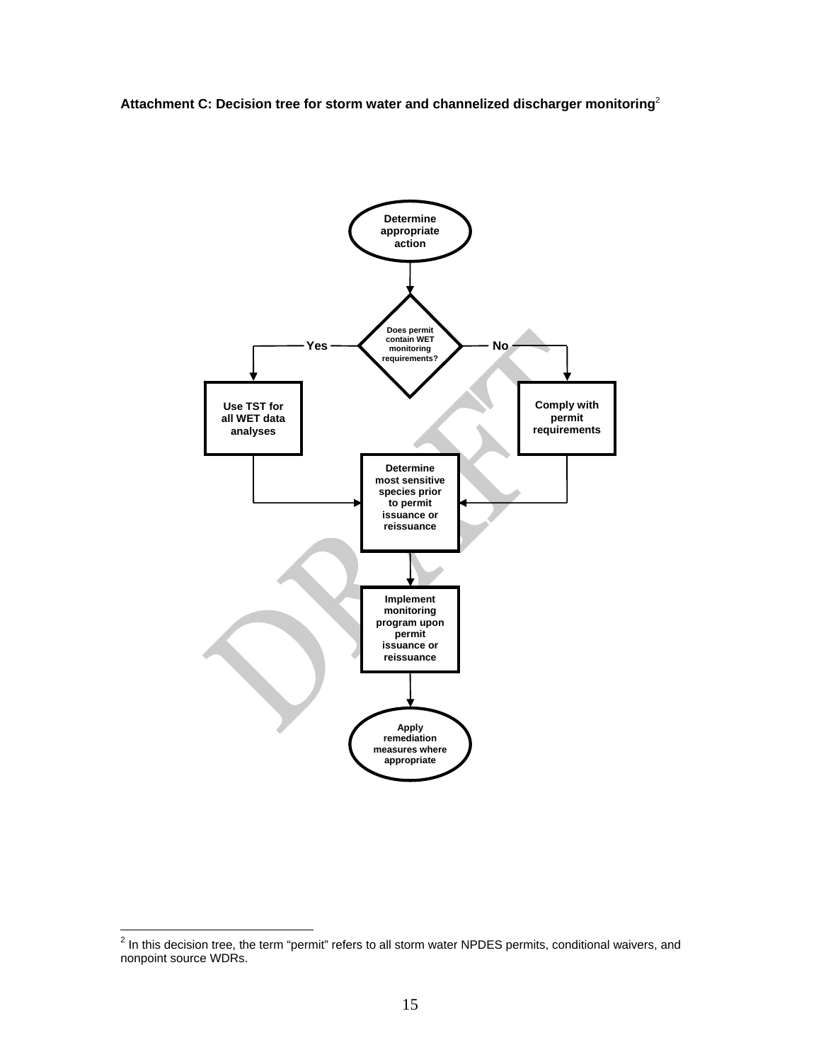**Attachment C: Decision tree for storm water and channelized discharger monitoring**[2]

Determine appropriate action

Does permit contain WET monitoring requirements?

Yes

No

Use TST for all WET data analyses

Comply with permit requirements

Determine most sensitive species prior to permit issuance or reissuance

Implement monitoring program upon permit issuance or reissuance

Apply remediation measures where appropriate

DRAFT

---

[2] In this decision tree, the term "permit" refers to all storm water NPDES permits, conditional waivers, and nonpoint source WDRs.